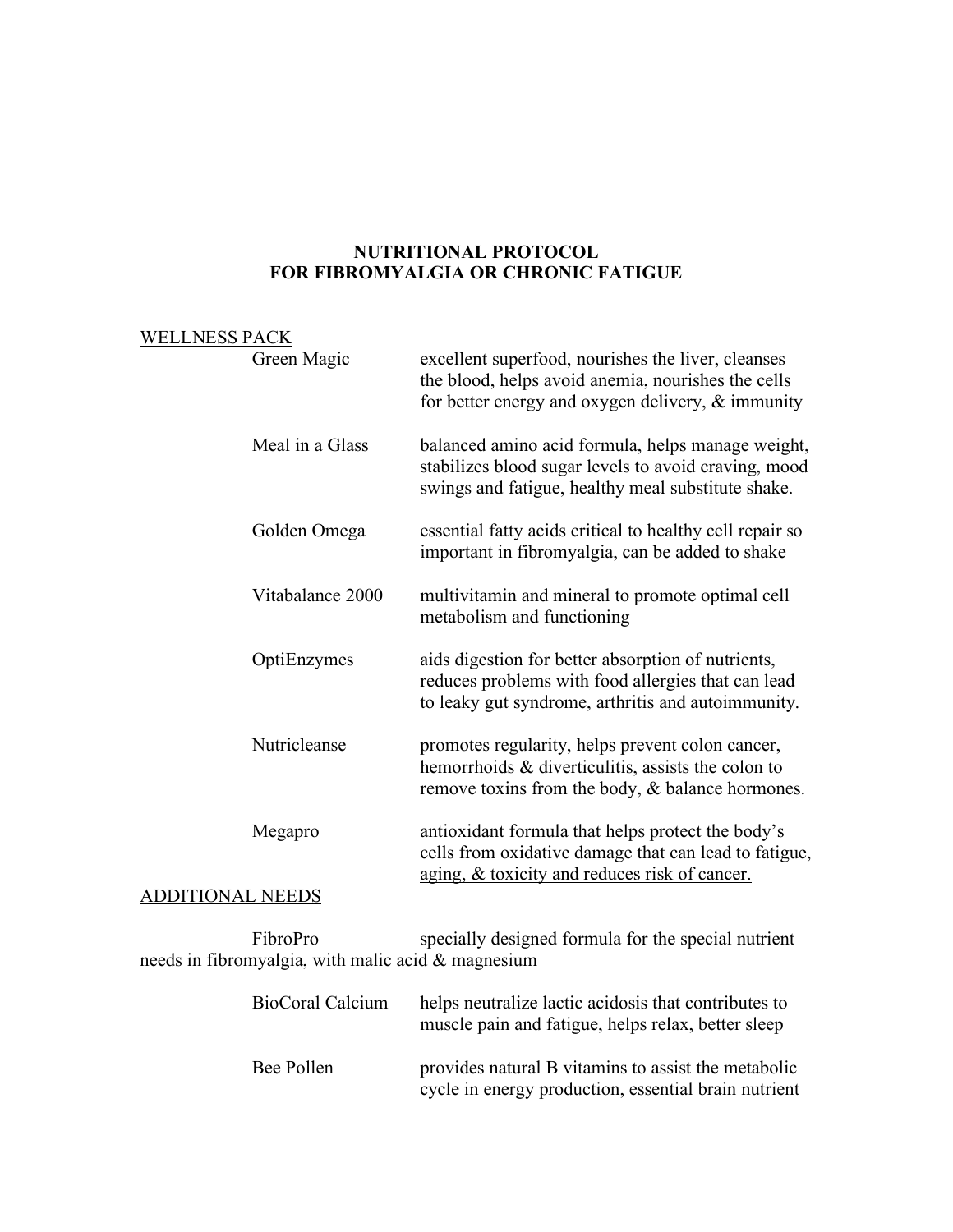# NUTRITIONAL PROTOCOL
# FOR FIBROMYALGIA OR CHRONIC FATIGUE

## WELLNESS PACK

**Green Magic** — excellent superfood, nourishes the liver, cleanses the blood, helps avoid anemia, nourishes the cells for better energy and oxygen delivery, & immunity

**Meal in a Glass** — balanced amino acid formula, helps manage weight, stabilizes blood sugar levels to avoid craving, mood swings and fatigue, healthy meal substitute shake.

**Golden Omega** — essential fatty acids critical to healthy cell repair so important in fibromyalgia, can be added to shake

**Vitabalance 2000** — multivitamin and mineral to promote optimal cell metabolism and functioning

**OptiEnzymes** — aids digestion for better absorption of nutrients, reduces problems with food allergies that can lead to leaky gut syndrome, arthritis and autoimmunity.

**Nutricleanse** — promotes regularity, helps prevent colon cancer, hemorrhoids & diverticulitis, assists the colon to remove toxins from the body, & balance hormones.

**Megapro** — antioxidant formula that helps protect the body's cells from oxidative damage that can lead to fatigue, aging, & toxicity and reduces risk of cancer.

## ADDITIONAL NEEDS

**FibroPro** — specially designed formula for the special nutrient needs in fibromyalgia, with malic acid & magnesium

**BioCoral Calcium** — helps neutralize lactic acidosis that contributes to muscle pain and fatigue, helps relax, better sleep

**Bee Pollen** — provides natural B vitamins to assist the metabolic cycle in energy production, essential brain nutrient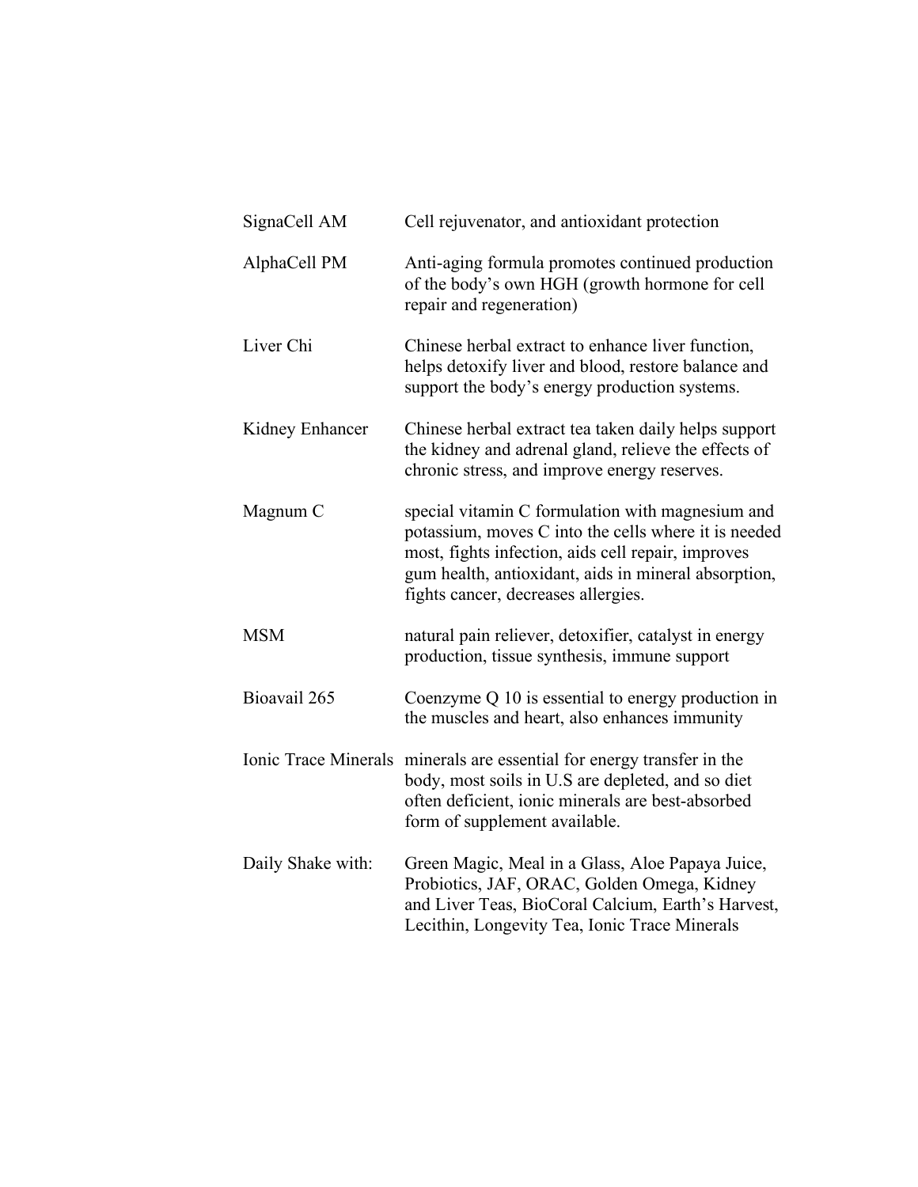| | |
|---|---|
| SignaCell AM | Cell rejuvenator, and antioxidant protection |
| AlphaCell PM | Anti-aging formula promotes continued production of the body's own HGH (growth hormone for cell repair and regeneration) |
| Liver Chi | Chinese herbal extract to enhance liver function, helps detoxify liver and blood, restore balance and support the body's energy production systems. |
| Kidney Enhancer | Chinese herbal extract tea taken daily helps support the kidney and adrenal gland, relieve the effects of chronic stress, and improve energy reserves. |
| Magnum C | special vitamin C formulation with magnesium and potassium, moves C into the cells where it is needed most, fights infection, aids cell repair, improves gum health, antioxidant, aids in mineral absorption, fights cancer, decreases allergies. |
| MSM | natural pain reliever, detoxifier, catalyst in energy production, tissue synthesis, immune support |
| Bioavail 265 | Coenzyme Q 10 is essential to energy production in the muscles and heart, also enhances immunity |
| Ionic Trace Minerals | minerals are essential for energy transfer in the body, most soils in U.S are depleted, and so diet often deficient, ionic minerals are best-absorbed form of supplement available. |
| Daily Shake with: | Green Magic, Meal in a Glass, Aloe Papaya Juice, Probiotics, JAF, ORAC, Golden Omega, Kidney and Liver Teas, BioCoral Calcium, Earth's Harvest, Lecithin, Longevity Tea, Ionic Trace Minerals |